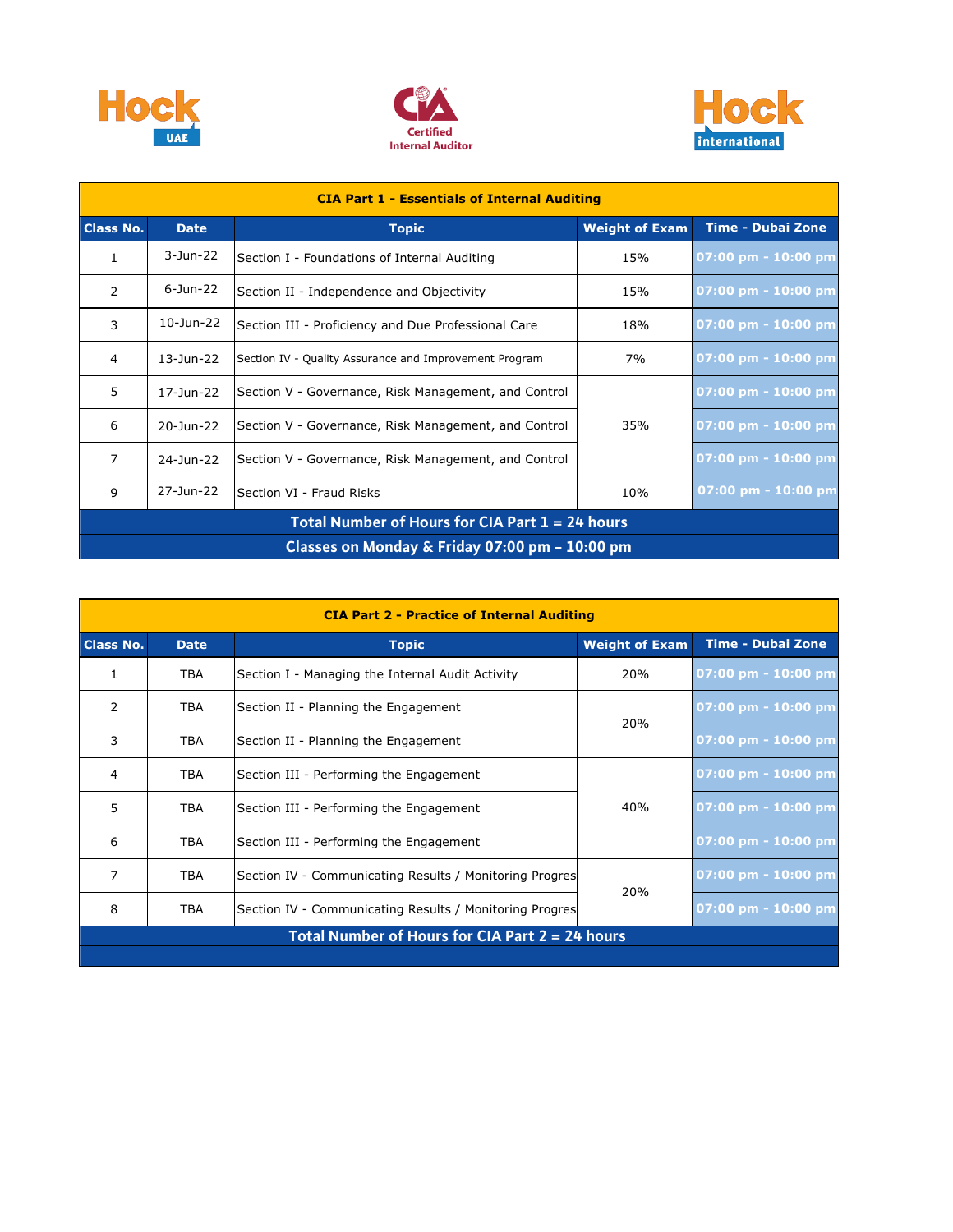Hock UAE | CIA Certified Internal Auditor | Hock international

| CIA Part 1 - Essentials of Internal Auditing | | | | |
|---|---|---|---|---|
| **Class No.** | **Date** | **Topic** | **Weight of Exam** | **Time - Dubai Zone** |
| 1 | 3-Jun-22 | Section I - Foundations of Internal Auditing | 15% | 07:00 pm - 10:00 pm |
| 2 | 6-Jun-22 | Section II - Independence and Objectivity | 15% | 07:00 pm - 10:00 pm |
| 3 | 10-Jun-22 | Section III - Proficiency and Due Professional Care | 18% | 07:00 pm - 10:00 pm |
| 4 | 13-Jun-22 | Section IV - Quality Assurance and Improvement Program | 7% | 07:00 pm - 10:00 pm |
| 5 | 17-Jun-22 | Section V - Governance, Risk Management, and Control | 35% | 07:00 pm - 10:00 pm |
| 6 | 20-Jun-22 | Section V - Governance, Risk Management, and Control | | 07:00 pm - 10:00 pm |
| 7 | 24-Jun-22 | Section V - Governance, Risk Management, and Control | | 07:00 pm - 10:00 pm |
| 9 | 27-Jun-22 | Section VI - Fraud Risks | 10% | 07:00 pm - 10:00 pm |
| **Total Number of Hours for CIA Part 1 = 24 hours** | | | | |
| **Classes on Monday & Friday 07:00 pm – 10:00 pm** | | | | |

| CIA Part 2 - Practice of Internal Auditing | | | | |
|---|---|---|---|---|
| **Class No.** | **Date** | **Topic** | **Weight of Exam** | **Time - Dubai Zone** |
| 1 | TBA | Section I - Managing the Internal Audit Activity | 20% | 07:00 pm - 10:00 pm |
| 2 | TBA | Section II - Planning the Engagement | 20% | 07:00 pm - 10:00 pm |
| 3 | TBA | Section II - Planning the Engagement | | 07:00 pm - 10:00 pm |
| 4 | TBA | Section III - Performing the Engagement | 40% | 07:00 pm - 10:00 pm |
| 5 | TBA | Section III - Performing the Engagement | | 07:00 pm - 10:00 pm |
| 6 | TBA | Section III - Performing the Engagement | | 07:00 pm - 10:00 pm |
| 7 | TBA | Section IV - Communicating Results / Monitoring Progres | 20% | 07:00 pm - 10:00 pm |
| 8 | TBA | Section IV - Communicating Results / Monitoring Progres | | 07:00 pm - 10:00 pm |
| **Total Number of Hours for CIA Part 2 = 24 hours** | | | | |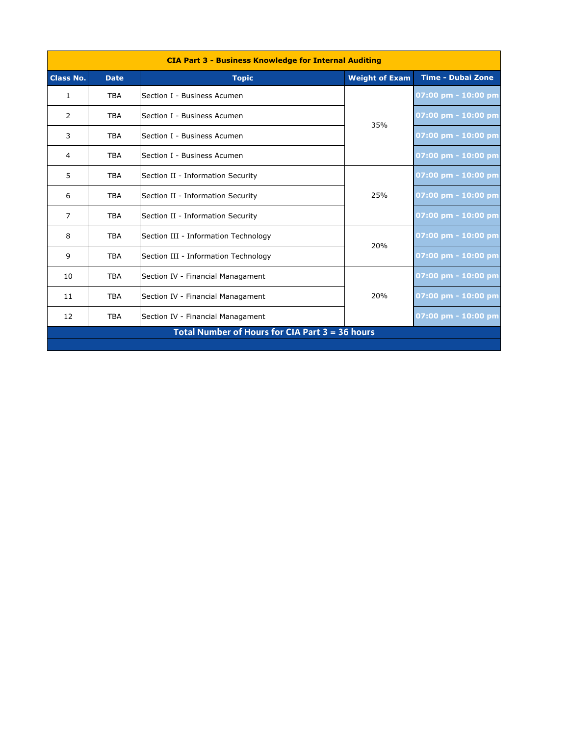| CIA Part 3 - Business Knowledge for Internal Auditing | | | | |
|---|---|---|---|---|
| **Class No.** | **Date** | **Topic** | **Weight of Exam** | **Time - Dubai Zone** |
| 1 | TBA | Section I - Business Acumen | 35% | 07:00 pm - 10:00 pm |
| 2 | TBA | Section I - Business Acumen | | 07:00 pm - 10:00 pm |
| 3 | TBA | Section I - Business Acumen | | 07:00 pm - 10:00 pm |
| 4 | TBA | Section I - Business Acumen | | 07:00 pm - 10:00 pm |
| 5 | TBA | Section II - Information Security | 25% | 07:00 pm - 10:00 pm |
| 6 | TBA | Section II - Information Security | | 07:00 pm - 10:00 pm |
| 7 | TBA | Section II - Information Security | | 07:00 pm - 10:00 pm |
| 8 | TBA | Section III - Information Technology | 20% | 07:00 pm - 10:00 pm |
| 9 | TBA | Section III - Information Technology | | 07:00 pm - 10:00 pm |
| 10 | TBA | Section IV - Financial Managament | 20% | 07:00 pm - 10:00 pm |
| 11 | TBA | Section IV - Financial Managament | | 07:00 pm - 10:00 pm |
| 12 | TBA | Section IV - Financial Managament | | 07:00 pm - 10:00 pm |
| **Total Number of Hours for CIA Part 3 = 36 hours** | | | | |